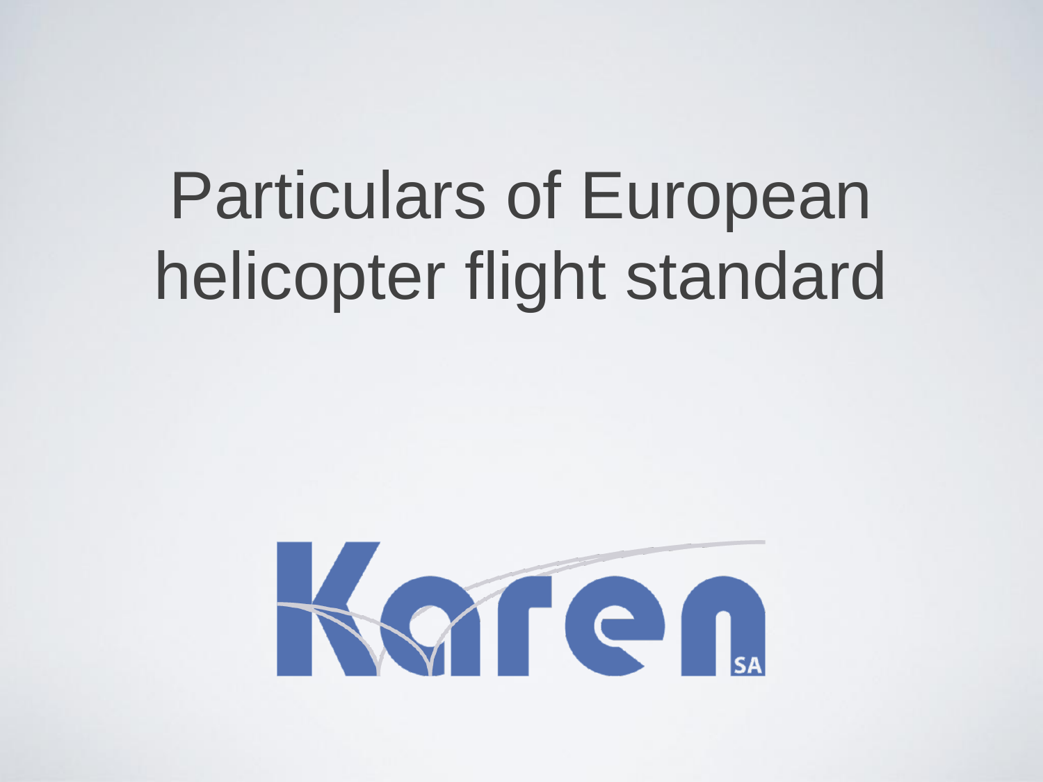# Particulars of European helicopter flight standard

Karen SA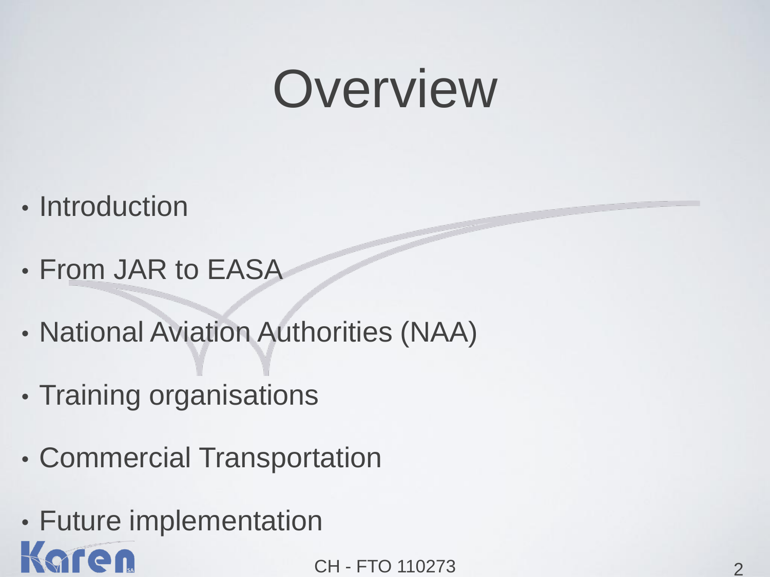# Overview

- Introduction
- From JAR to EASA
- National Aviation Authorities (NAA)
- Training organisations
- Commercial Transportation
- Future implementation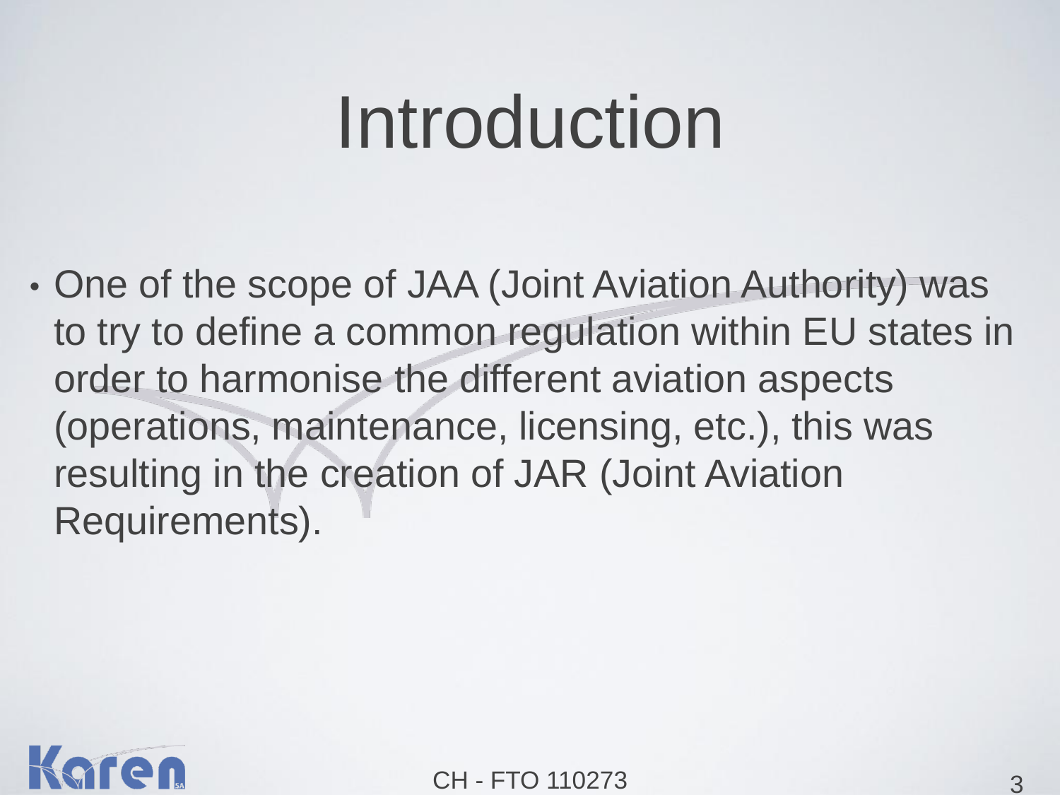# Introduction

- One of the scope of JAA (Joint Aviation Authority) was to try to define a common regulation within EU states in order to harmonise the different aviation aspects (operations, maintenance, licensing, etc.), this was resulting in the creation of JAR (Joint Aviation Requirements).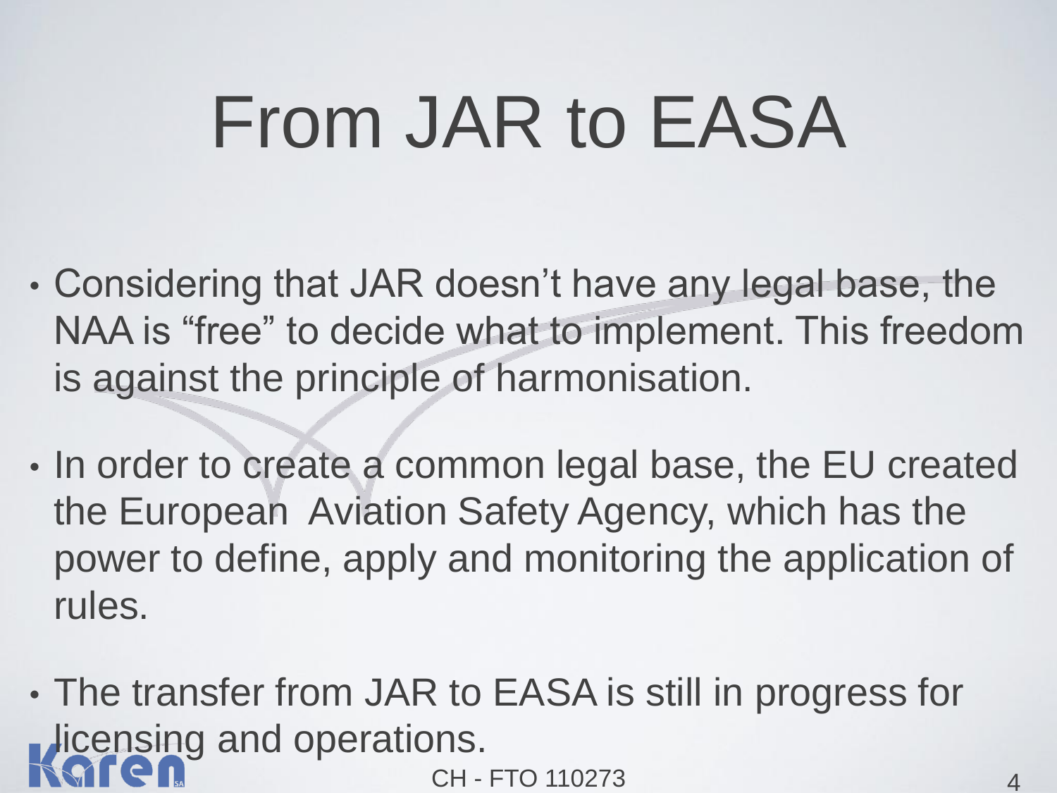# From JAR to EASA

- Considering that JAR doesn't have any legal base, the NAA is "free" to decide what to implement. This freedom is against the principle of harmonisation.
- In order to create a common legal base, the EU created the European Aviation Safety Agency, which has the power to define, apply and monitoring the application of rules.
- The transfer from JAR to EASA is still in progress for licensing and operations.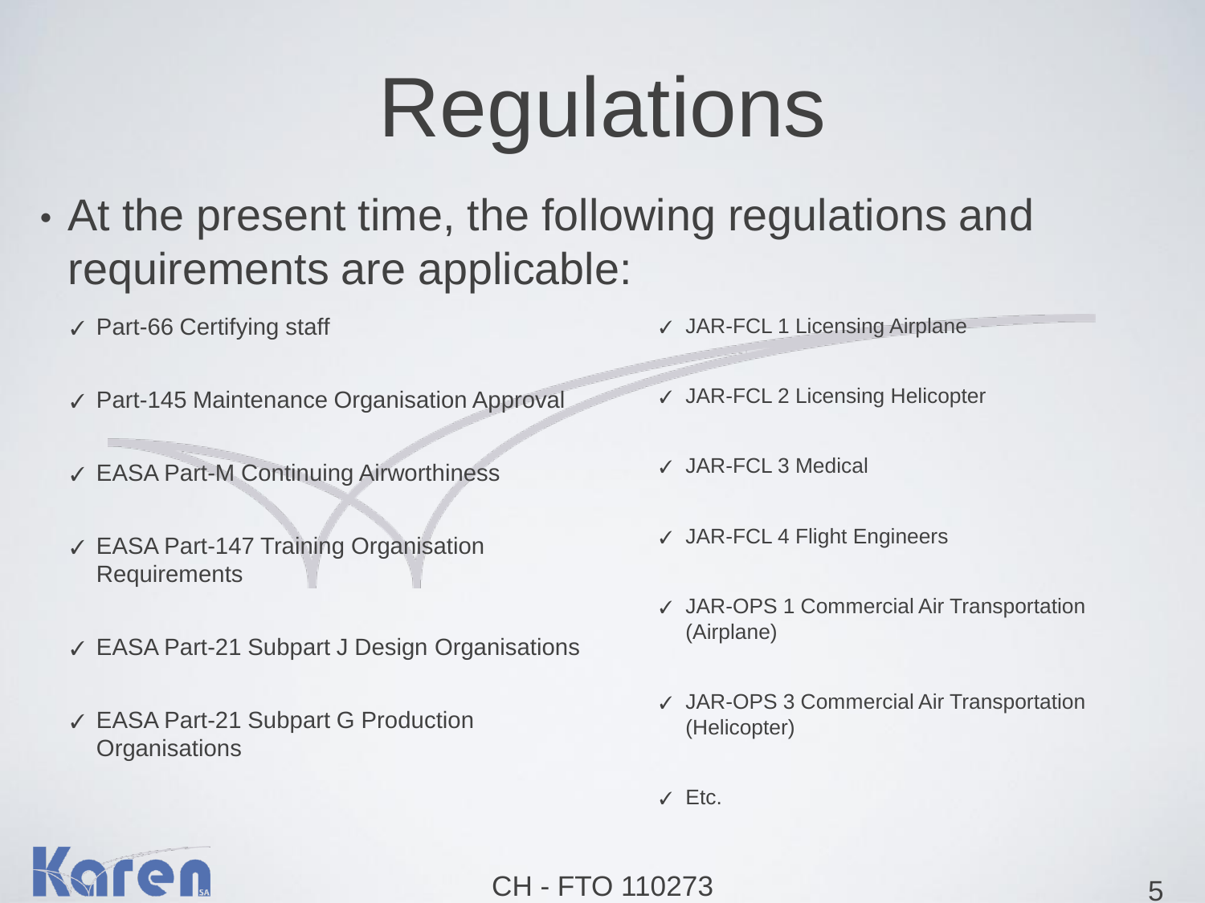# Regulations

- At the present time, the following regulations and requirements are applicable:

  - ✓ Part-66 Certifying staff
  - ✓ Part-145 Maintenance Organisation Approval
  - ✓ EASA Part-M Continuing Airworthiness
  - ✓ EASA Part-147 Training Organisation Requirements
  - ✓ EASA Part-21 Subpart J Design Organisations
  - ✓ EASA Part-21 Subpart G Production Organisations
  - ✓ JAR-FCL 1 Licensing Airplane
  - ✓ JAR-FCL 2 Licensing Helicopter
  - ✓ JAR-FCL 3 Medical
  - ✓ JAR-FCL 4 Flight Engineers
  - ✓ JAR-OPS 1 Commercial Air Transportation (Airplane)
  - ✓ JAR-OPS 3 Commercial Air Transportation (Helicopter)
  - ✓ Etc.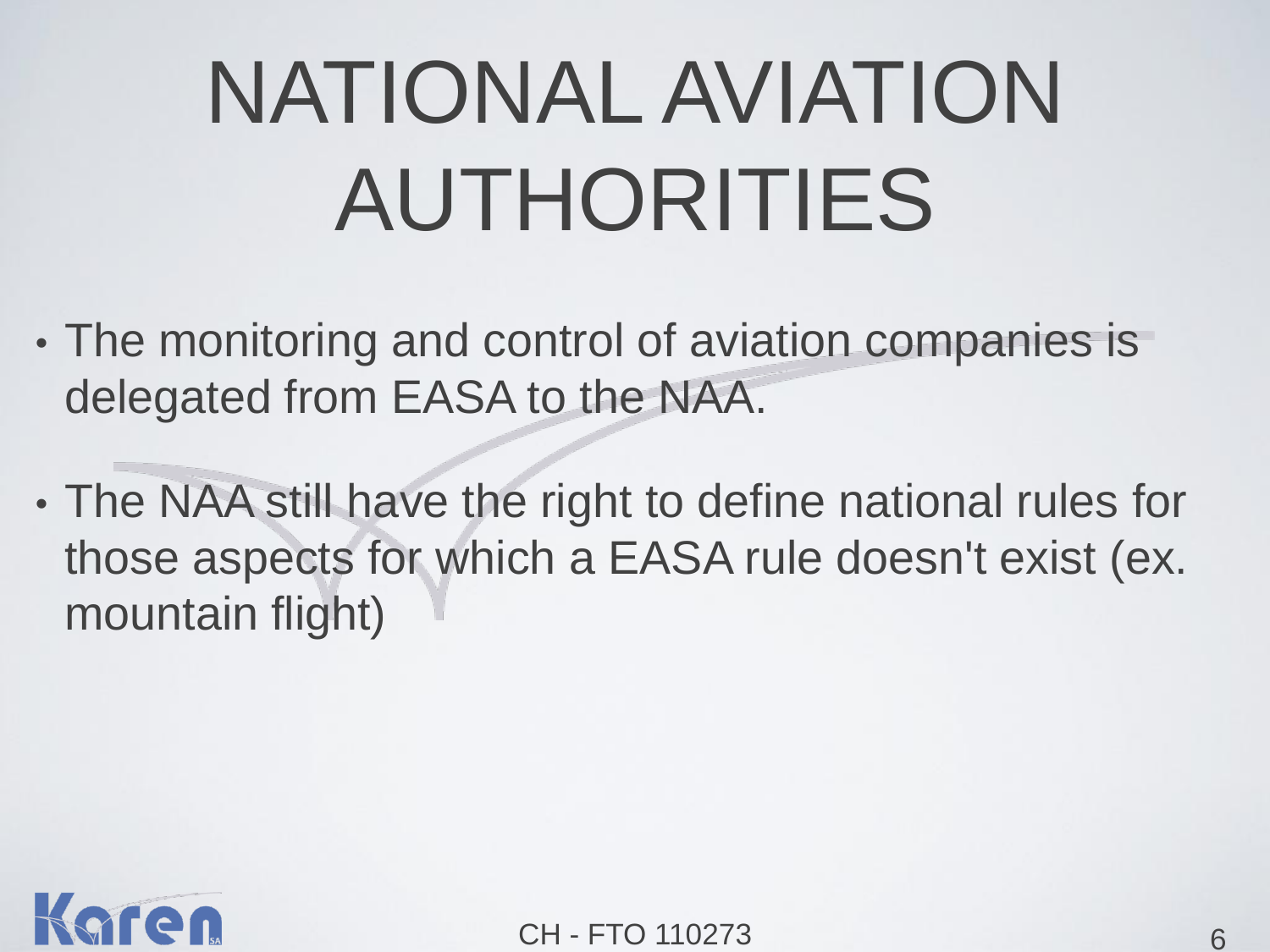# NATIONAL AVIATION AUTHORITIES

- The monitoring and control of aviation companies is delegated from EASA to the NAA.
- The NAA still have the right to define national rules for those aspects for which a EASA rule doesn't exist (ex. mountain flight)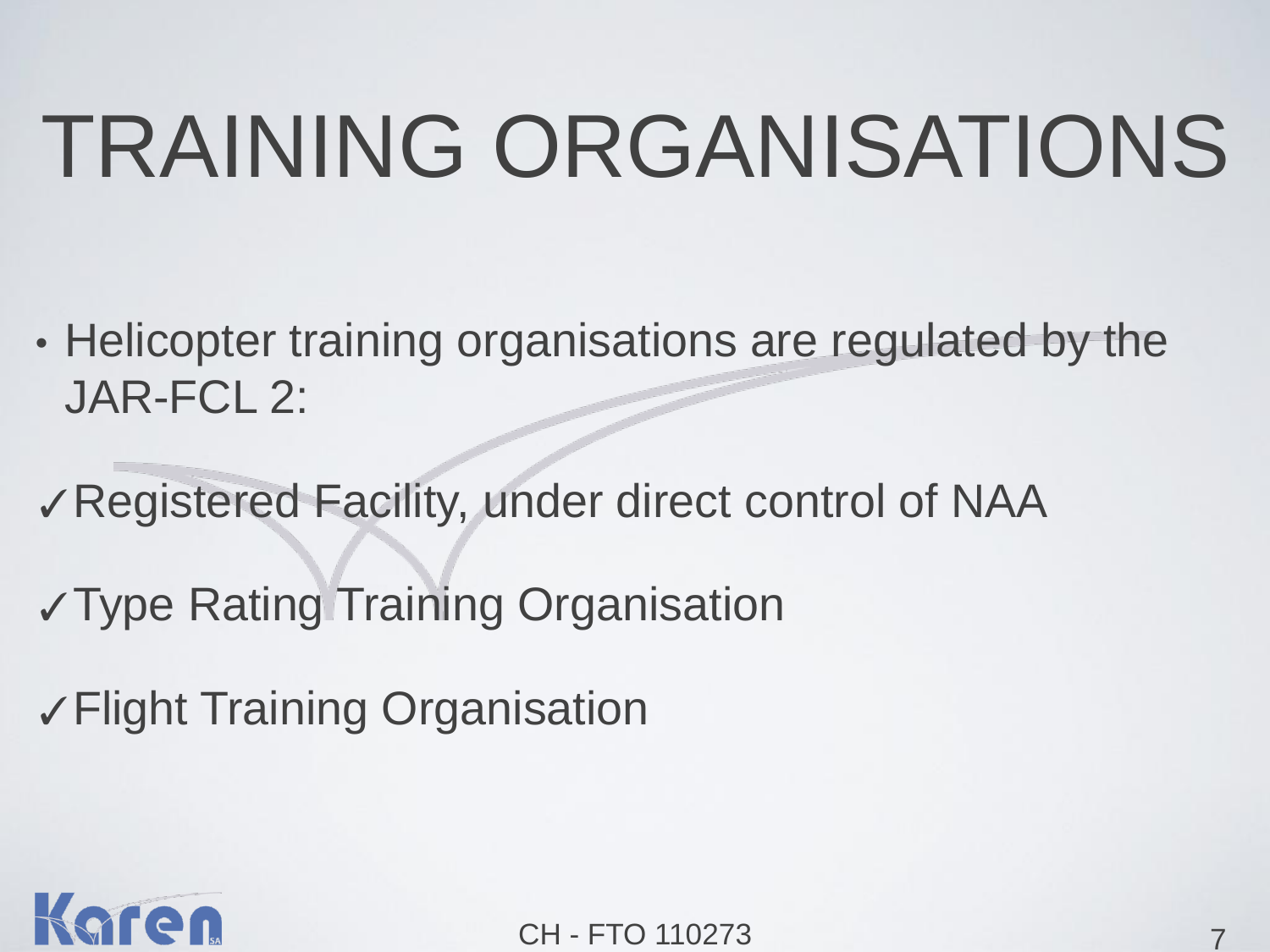# TRAINING ORGANISATIONS

- Helicopter training organisations are regulated by the JAR-FCL 2:

✓ Registered Facility, under direct control of NAA

✓ Type Rating Training Organisation

✓ Flight Training Organisation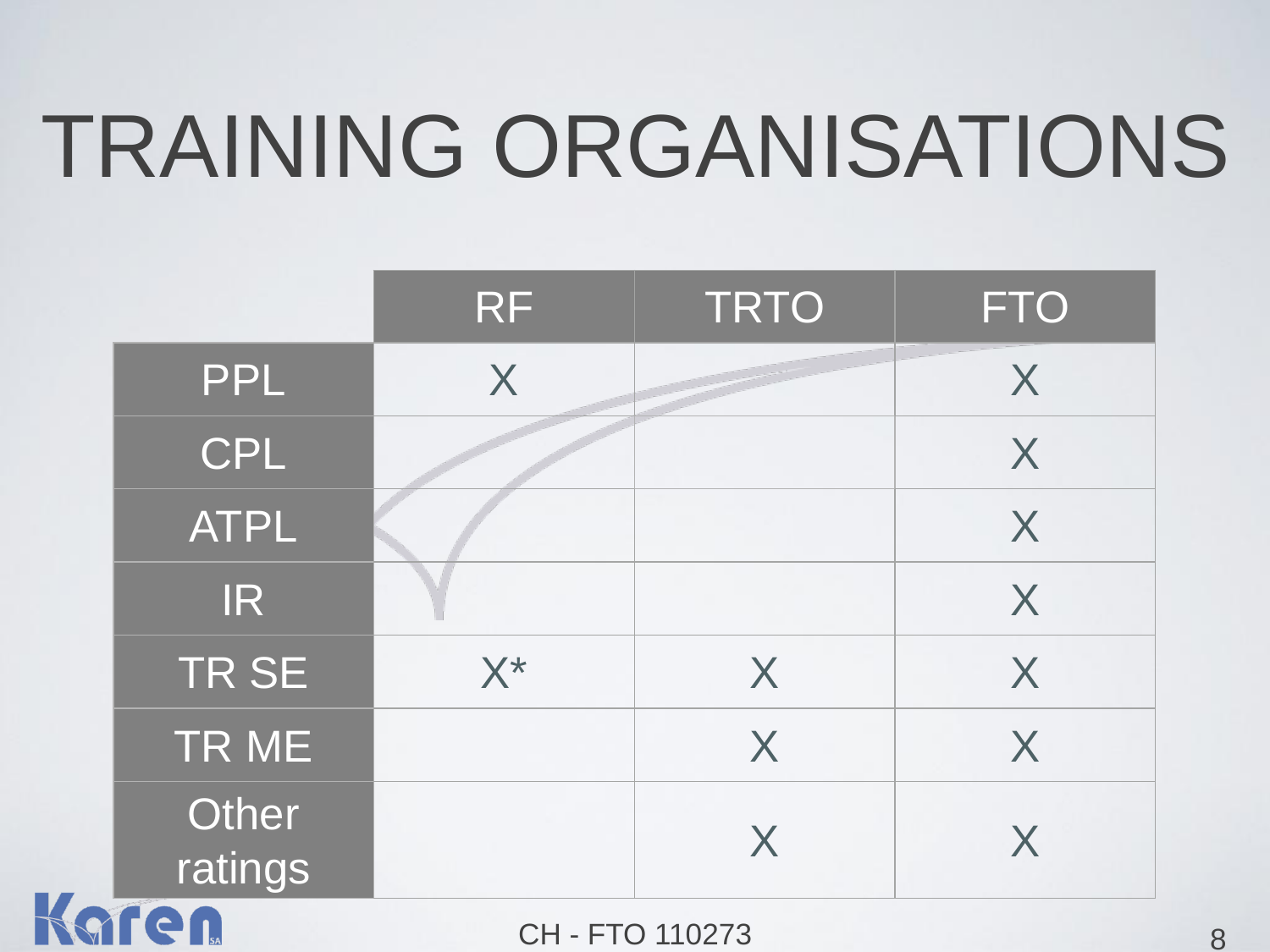# TRAINING ORGANISATIONS

| | RF | TRTO | FTO |
|---|---|---|---|
| PPL | X | | X |
| CPL | | | X |
| ATPL | | | X |
| IR | | | X |
| TR SE | X* | X | X |
| TR ME | | X | X |
| Other ratings | | X | X |

CH - FTO 110273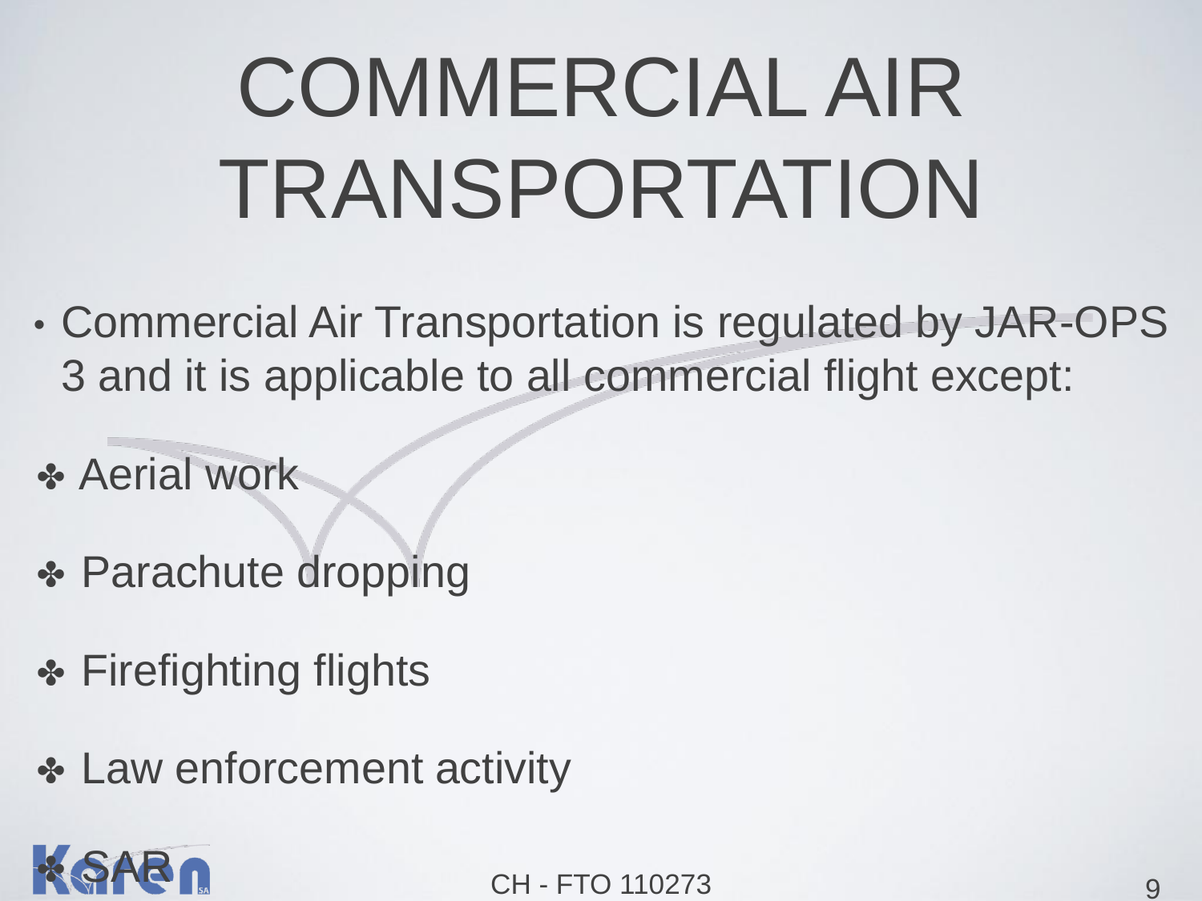# COMMERCIAL AIR TRANSPORTATION

- Commercial Air Transportation is regulated by JAR-OPS 3 and it is applicable to all commercial flight except:

- Aerial work
- Parachute dropping
- Firefighting flights
- Law enforcement activity
- SAR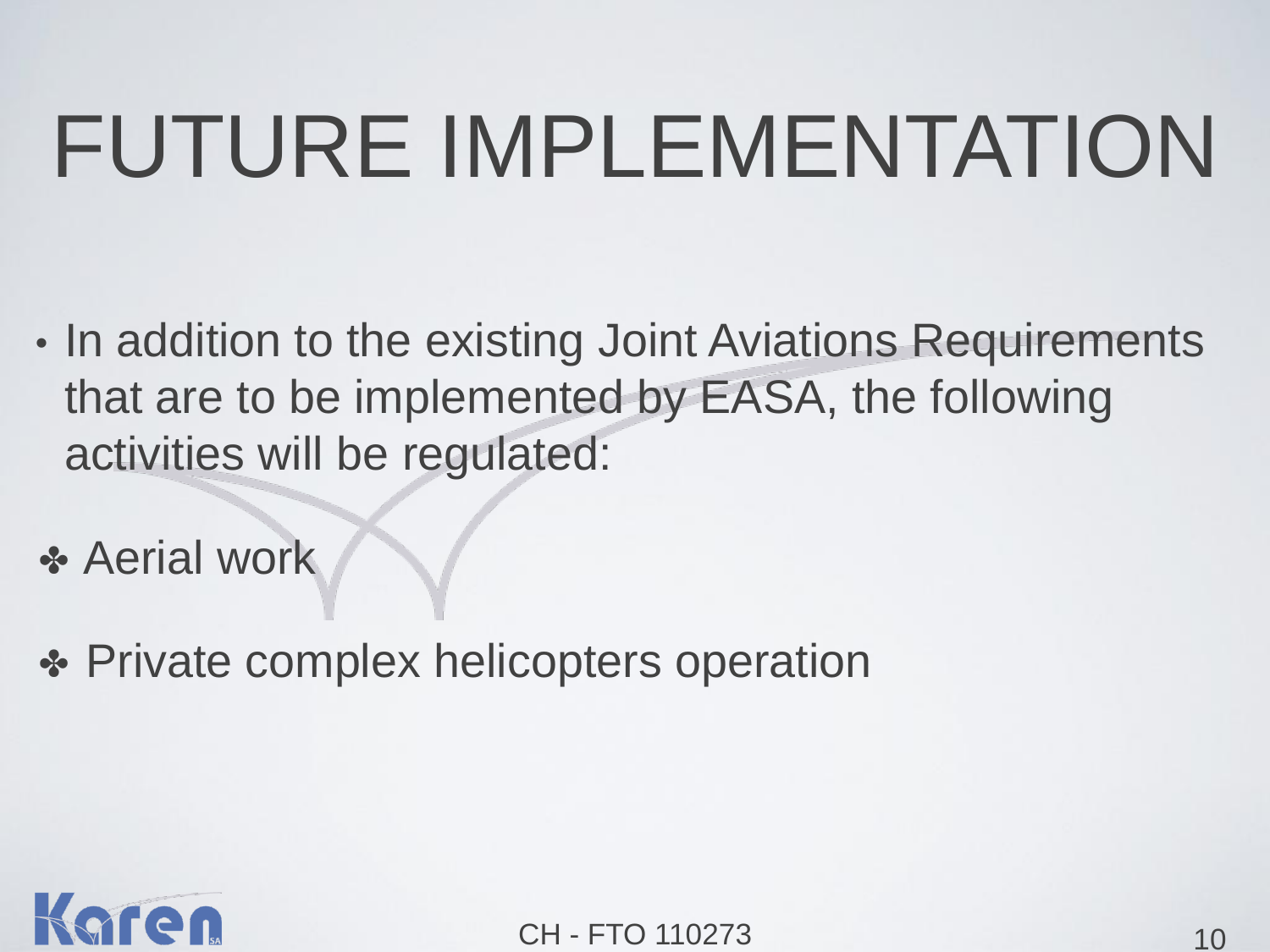# FUTURE IMPLEMENTATION

- In addition to the existing Joint Aviations Requirements that are to be implemented by EASA, the following activities will be regulated:

- ✤ Aerial work
- ✤ Private complex helicopters operation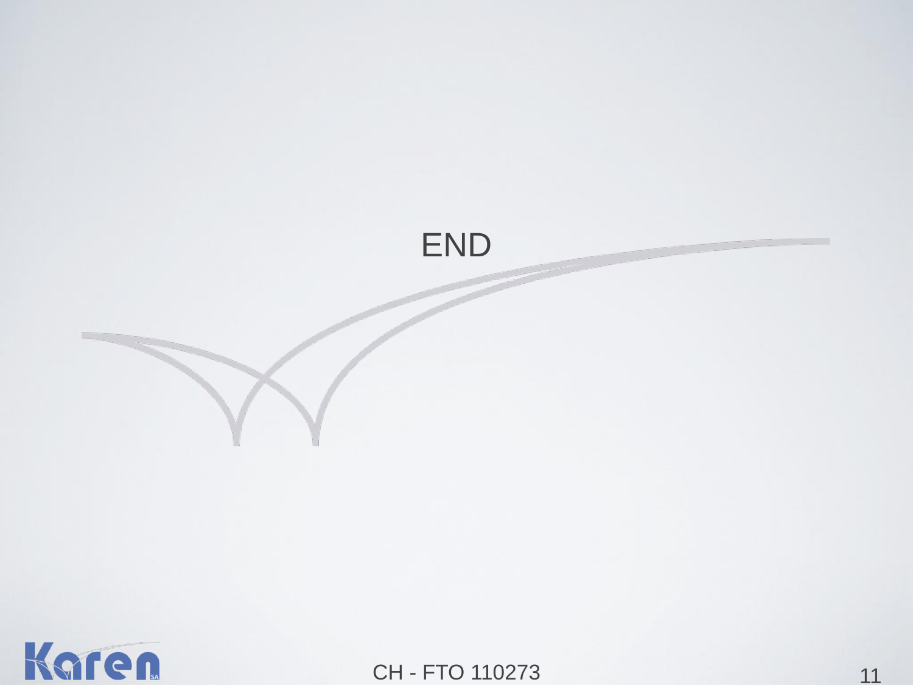END